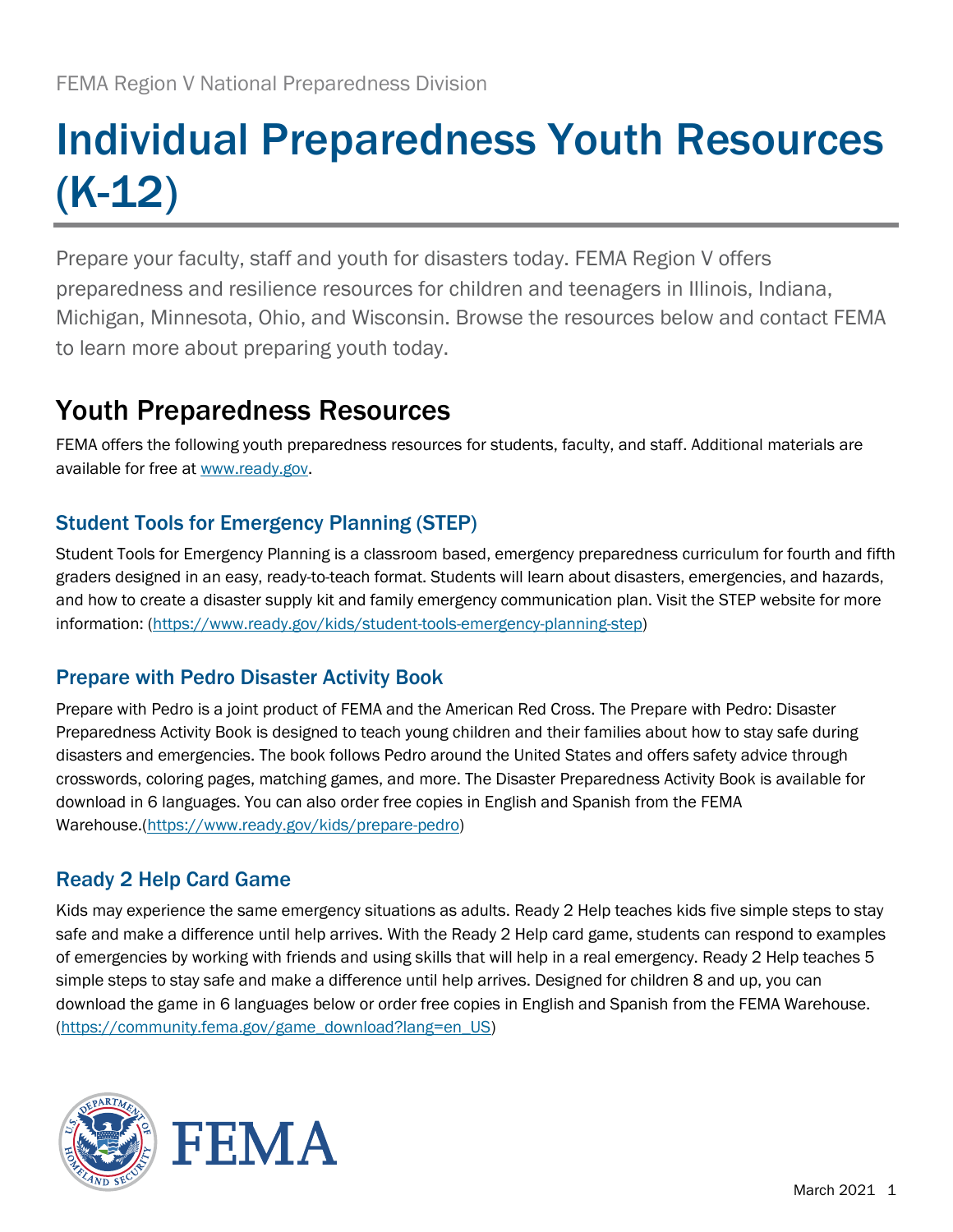FEMA Region V National Preparedness Division

# Individual Preparedness Youth Resources (K-12)

Prepare your faculty, staff and youth for disasters today. FEMA Region V offers preparedness and resilience resources for children and teenagers in Illinois, Indiana, Michigan, Minnesota, Ohio, and Wisconsin. Browse the resources below and contact FEMA to learn more about preparing youth today.

## Youth Preparedness Resources

FEMA offers the following youth preparedness resources for students, faculty, and staff. Additional materials are available for free at [www.ready.gov](http://www.ready.gov).

### Student Tools for Emergency Planning (STEP)

Student Tools for Emergency Planning is a classroom based, emergency preparedness curriculum for fourth and fifth graders designed in an easy, ready-to-teach format. Students will learn about disasters, emergencies, and hazards, and how to create a disaster supply kit and family emergency communication plan. Visit the STEP website for more information: (https://www.ready.gov/kids/student-tools-emergency-planning-step)

### Prepare with Pedro Disaster Activity Book

Prepare with Pedro is a joint product of FEMA and the American Red Cross. The Prepare with Pedro: Disaster Preparedness Activity Book is designed to teach young children and their families about how to stay safe during disasters and emergencies. The book follows Pedro around the United States and offers safety advice through crosswords, coloring pages, matching games, and more. The Disaster Preparedness Activity Book is available for download in 6 languages. You can also order free copies in English and Spanish from the FEMA Warehouse.(https://www.ready.gov/kids/prepare-pedro)

### Ready 2 Help Card Game

Kids may experience the same emergency situations as adults. Ready 2 Help teaches kids five simple steps to stay safe and make a difference until help arrives. With the Ready 2 Help card game, students can respond to examples of emergencies by working with friends and using skills that will help in a real emergency. Ready 2 Help teaches 5 simple steps to stay safe and make a difference until help arrives. Designed for children 8 and up, you can download the game in 6 languages below or order free copies in English and Spanish from the FEMA Warehouse. (https://community.fema.gov/game_download?lang=en_US)

FEMA

March 2021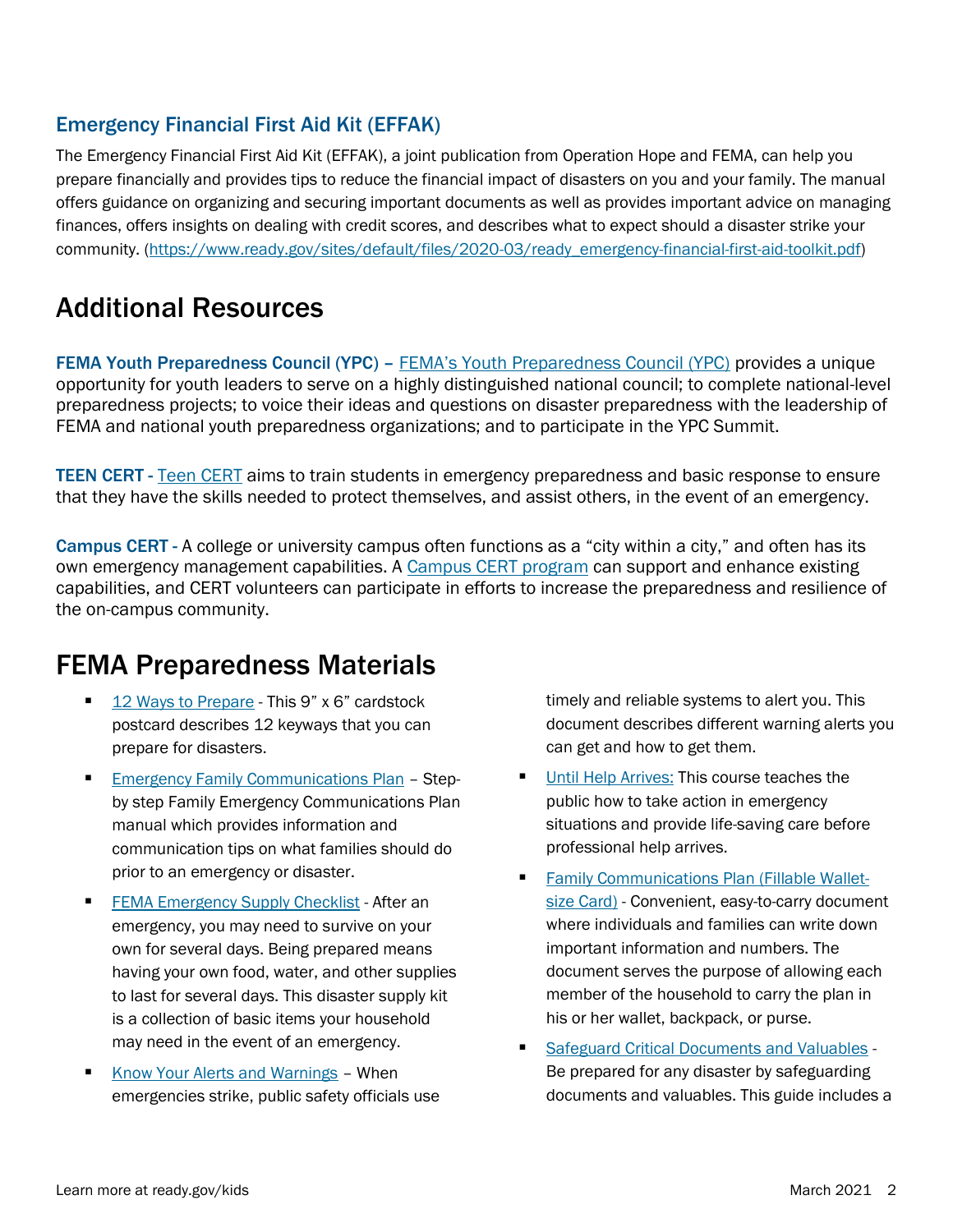### Emergency Financial First Aid Kit (EFFAK)

The Emergency Financial First Aid Kit (EFFAK), a joint publication from Operation Hope and FEMA, can help you prepare financially and provides tips to reduce the financial impact of disasters on you and your family. The manual offers guidance on organizing and securing important documents as well as provides important advice on managing finances, offers insights on dealing with credit scores, and describes what to expect should a disaster strike your community. (https://www.ready.gov/sites/default/files/2020-03/ready_emergency-financial-first-aid-toolkit.pdf)

## Additional Resources

**FEMA Youth Preparedness Council (YPC)** – FEMA's Youth Preparedness Council (YPC) provides a unique opportunity for youth leaders to serve on a highly distinguished national council; to complete national-level preparedness projects; to voice their ideas and questions on disaster preparedness with the leadership of FEMA and national youth preparedness organizations; and to participate in the YPC Summit.

**TEEN CERT** - Teen CERT aims to train students in emergency preparedness and basic response to ensure that they have the skills needed to protect themselves, and assist others, in the event of an emergency.

**Campus CERT** - A college or university campus often functions as a "city within a city," and often has its own emergency management capabilities. A Campus CERT program can support and enhance existing capabilities, and CERT volunteers can participate in efforts to increase the preparedness and resilience of the on-campus community.

## FEMA Preparedness Materials

- 12 Ways to Prepare - This 9" x 6" cardstock postcard describes 12 keyways that you can prepare for disasters.
- Emergency Family Communications Plan – Step-by step Family Emergency Communications Plan manual which provides information and communication tips on what families should do prior to an emergency or disaster.
- FEMA Emergency Supply Checklist - After an emergency, you may need to survive on your own for several days. Being prepared means having your own food, water, and other supplies to last for several days. This disaster supply kit is a collection of basic items your household may need in the event of an emergency.
- Know Your Alerts and Warnings – When emergencies strike, public safety officials use timely and reliable systems to alert you. This document describes different warning alerts you can get and how to get them.
- Until Help Arrives: This course teaches the public how to take action in emergency situations and provide life-saving care before professional help arrives.
- Family Communications Plan (Fillable Wallet-size Card) - Convenient, easy-to-carry document where individuals and families can write down important information and numbers. The document serves the purpose of allowing each member of the household to carry the plan in his or her wallet, backpack, or purse.
- Safeguard Critical Documents and Valuables - Be prepared for any disaster by safeguarding documents and valuables. This guide includes a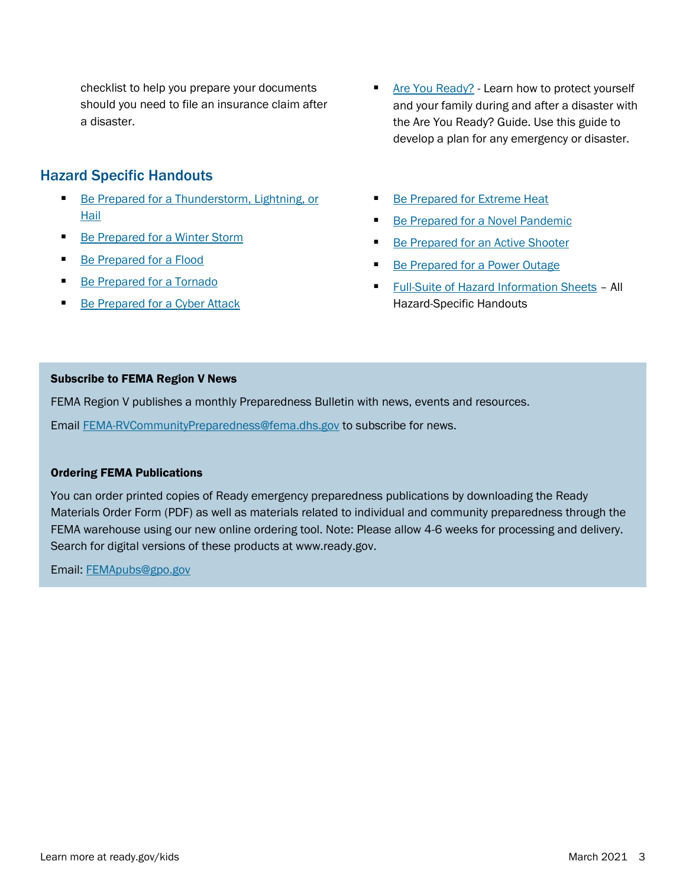checklist to help you prepare your documents should you need to file an insurance claim after a disaster.

- Are You Ready? - Learn how to protect yourself and your family during and after a disaster with the Are You Ready? Guide. Use this guide to develop a plan for any emergency or disaster.

## Hazard Specific Handouts

- Be Prepared for a Thunderstorm, Lightning, or Hail
- Be Prepared for a Winter Storm
- Be Prepared for a Flood
- Be Prepared for a Tornado
- Be Prepared for a Cyber Attack
- Be Prepared for Extreme Heat
- Be Prepared for a Novel Pandemic
- Be Prepared for an Active Shooter
- Be Prepared for a Power Outage
- Full-Suite of Hazard Information Sheets – All Hazard-Specific Handouts

**Subscribe to FEMA Region V News**

FEMA Region V publishes a monthly Preparedness Bulletin with news, events and resources.

Email FEMA-RVCommunityPreparedness@fema.dhs.gov to subscribe for news.

**Ordering FEMA Publications**

You can order printed copies of Ready emergency preparedness publications by downloading the Ready Materials Order Form (PDF) as well as materials related to individual and community preparedness through the FEMA warehouse using our new online ordering tool. Note: Please allow 4-6 weeks for processing and delivery. Search for digital versions of these products at www.ready.gov.

Email: FEMApubs@gpo.gov